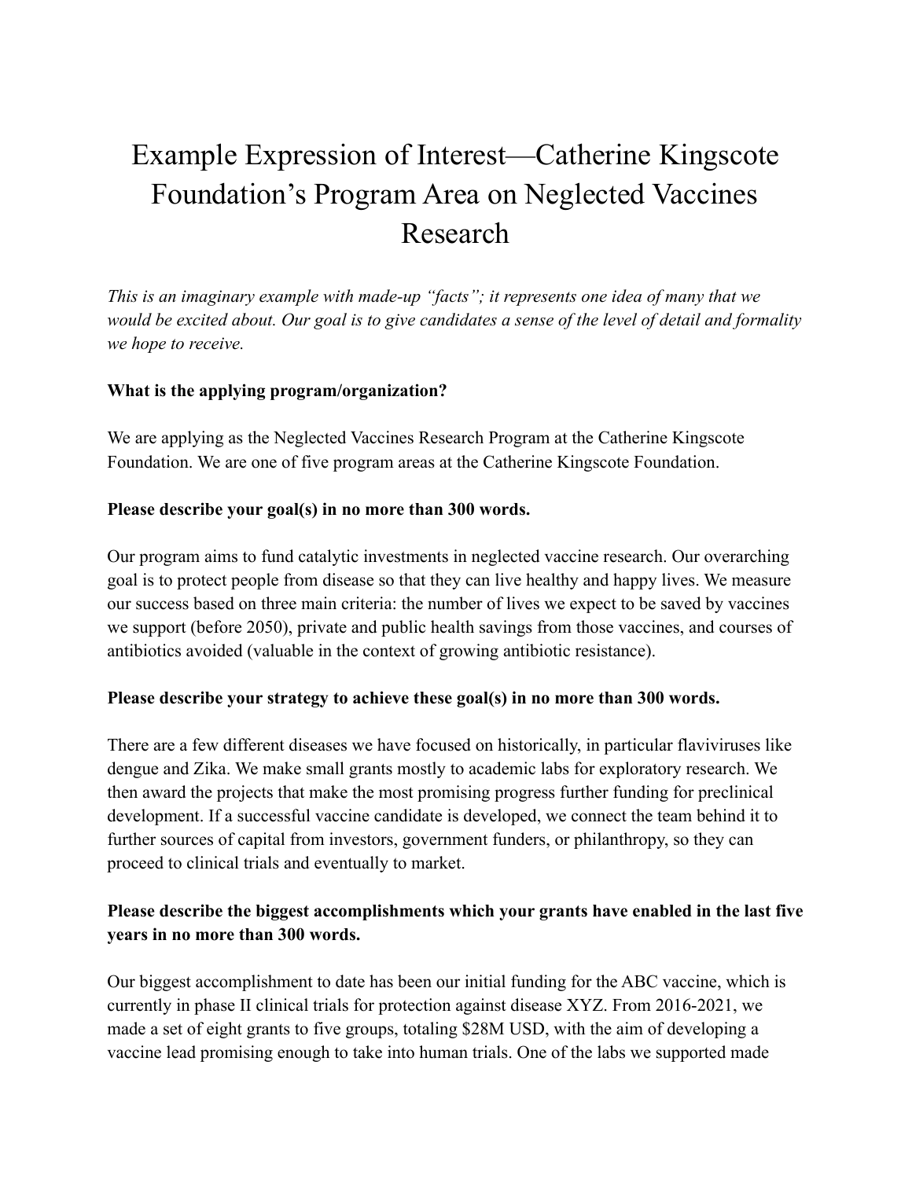# Example Expression of Interest—Catherine Kingscote Foundation's Program Area on Neglected Vaccines Research

*This is an imaginary example with made-up "facts"; it represents one idea of many that we would be excited about. Our goal is to give candidates a sense of the level of detail and formality we hope to receive.*

**What is the applying program/organization?**

We are applying as the Neglected Vaccines Research Program at the Catherine Kingscote Foundation. We are one of five program areas at the Catherine Kingscote Foundation.

**Please describe your goal(s) in no more than 300 words.**

Our program aims to fund catalytic investments in neglected vaccine research. Our overarching goal is to protect people from disease so that they can live healthy and happy lives. We measure our success based on three main criteria: the number of lives we expect to be saved by vaccines we support (before 2050), private and public health savings from those vaccines, and courses of antibiotics avoided (valuable in the context of growing antibiotic resistance).

**Please describe your strategy to achieve these goal(s) in no more than 300 words.**

There are a few different diseases we have focused on historically, in particular flaviviruses like dengue and Zika. We make small grants mostly to academic labs for exploratory research. We then award the projects that make the most promising progress further funding for preclinical development. If a successful vaccine candidate is developed, we connect the team behind it to further sources of capital from investors, government funders, or philanthropy, so they can proceed to clinical trials and eventually to market.

**Please describe the biggest accomplishments which your grants have enabled in the last five years in no more than 300 words.**

Our biggest accomplishment to date has been our initial funding for the ABC vaccine, which is currently in phase II clinical trials for protection against disease XYZ. From 2016-2021, we made a set of eight grants to five groups, totaling $28M USD, with the aim of developing a vaccine lead promising enough to take into human trials. One of the labs we supported made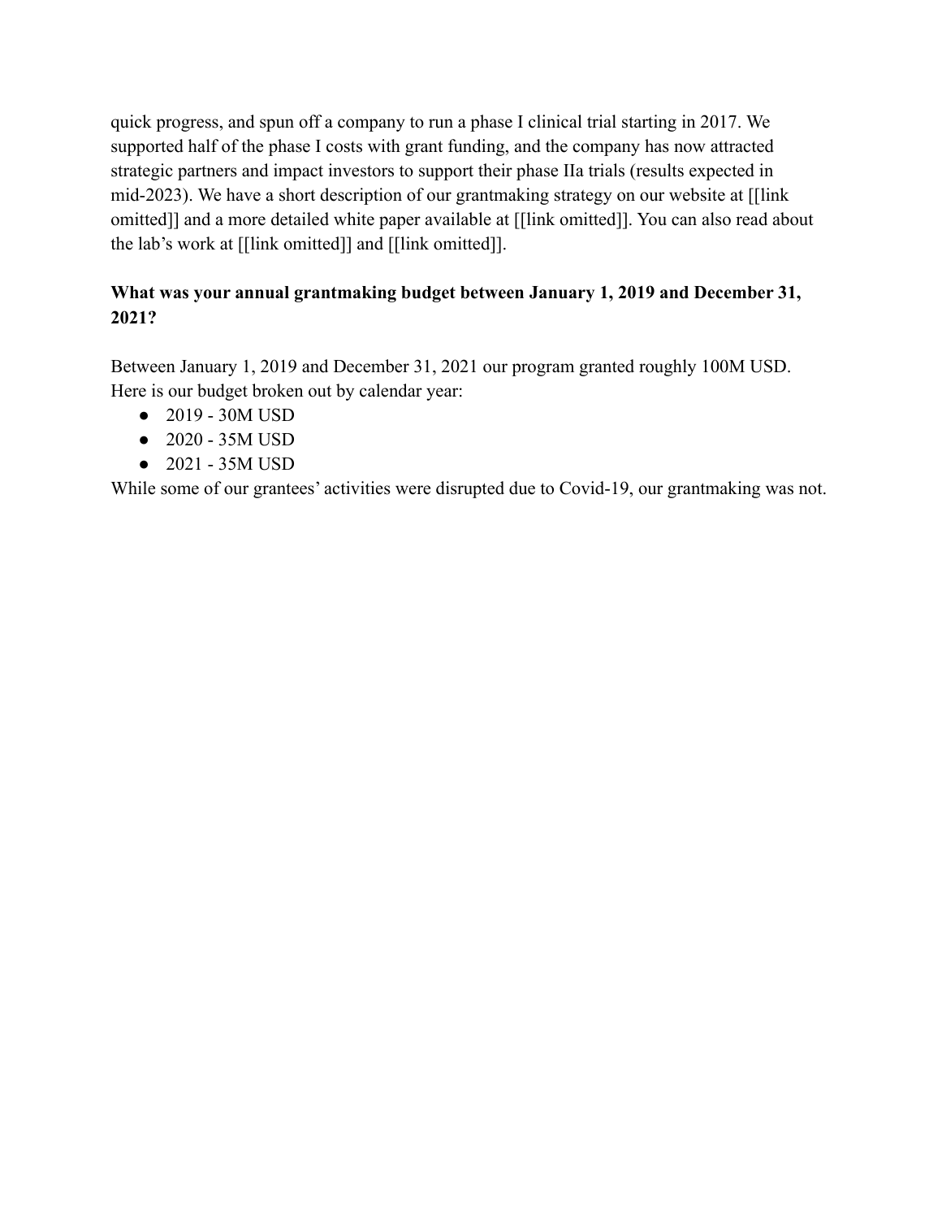quick progress, and spun off a company to run a phase I clinical trial starting in 2017. We supported half of the phase I costs with grant funding, and the company has now attracted strategic partners and impact investors to support their phase IIa trials (results expected in mid-2023). We have a short description of our grantmaking strategy on our website at [[link omitted]] and a more detailed white paper available at [[link omitted]]. You can also read about the lab's work at [[link omitted]] and [[link omitted]].

**What was your annual grantmaking budget between January 1, 2019 and December 31, 2021?**

Between January 1, 2019 and December 31, 2021 our program granted roughly 100M USD. Here is our budget broken out by calendar year:

- 2019 - 30M USD
- 2020 - 35M USD
- 2021 - 35M USD

While some of our grantees' activities were disrupted due to Covid-19, our grantmaking was not.